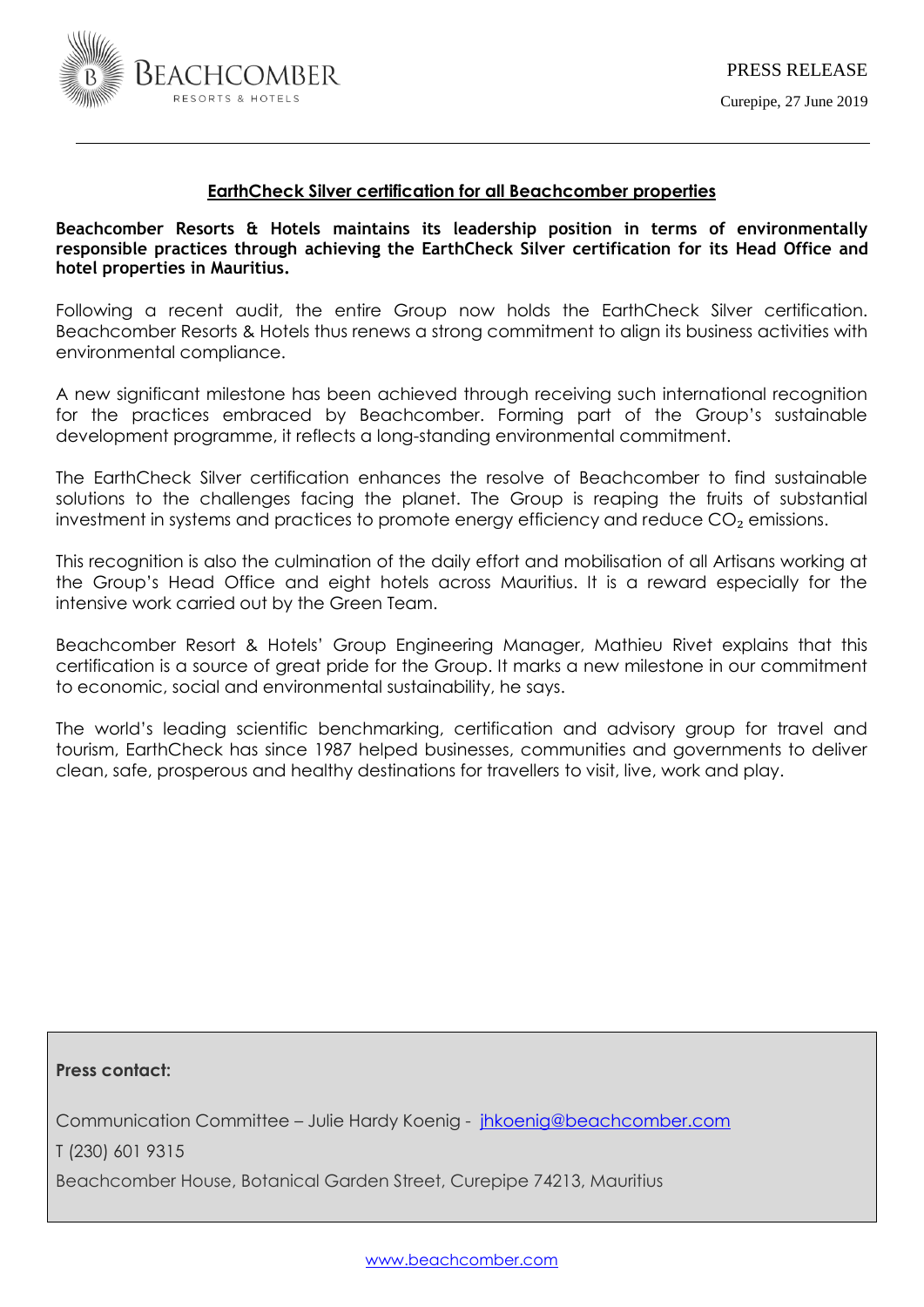PRESS RELEASE

Curepipe, 27 June 2019

## EarthCheck Silver certification for all Beachcomber properties

**Beachcomber Resorts & Hotels maintains its leadership position in terms of environmentally responsible practices through achieving the EarthCheck Silver certification for its Head Office and hotel properties in Mauritius.**

Following a recent audit, the entire Group now holds the EarthCheck Silver certification. Beachcomber Resorts & Hotels thus renews a strong commitment to align its business activities with environmental compliance.

A new significant milestone has been achieved through receiving such international recognition for the practices embraced by Beachcomber. Forming part of the Group's sustainable development programme, it reflects a long-standing environmental commitment.

The EarthCheck Silver certification enhances the resolve of Beachcomber to find sustainable solutions to the challenges facing the planet. The Group is reaping the fruits of substantial investment in systems and practices to promote energy efficiency and reduce $CO_2$ emissions.

This recognition is also the culmination of the daily effort and mobilisation of all Artisans working at the Group's Head Office and eight hotels across Mauritius. It is a reward especially for the intensive work carried out by the Green Team.

Beachcomber Resort & Hotels' Group Engineering Manager, Mathieu Rivet explains that this certification is a source of great pride for the Group. It marks a new milestone in our commitment to economic, social and environmental sustainability, he says.

The world's leading scientific benchmarking, certification and advisory group for travel and tourism, EarthCheck has since 1987 helped businesses, communities and governments to deliver clean, safe, prosperous and healthy destinations for travellers to visit, live, work and play.

**Press contact:**

Communication Committee – Julie Hardy Koenig - jhkoenig@beachcomber.com

T (230) 601 9315

Beachcomber House, Botanical Garden Street, Curepipe 74213, Mauritius

www.beachcomber.com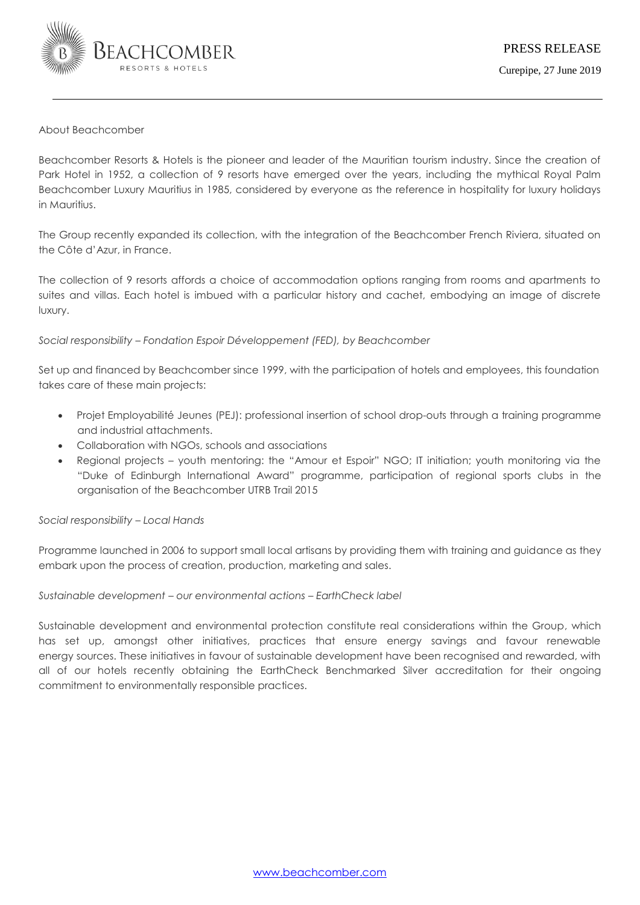About Beachcomber

Beachcomber Resorts & Hotels is the pioneer and leader of the Mauritian tourism industry. Since the creation of Park Hotel in 1952, a collection of 9 resorts have emerged over the years, including the mythical Royal Palm Beachcomber Luxury Mauritius in 1985, considered by everyone as the reference in hospitality for luxury holidays in Mauritius.

The Group recently expanded its collection, with the integration of the Beachcomber French Riviera, situated on the Côte d'Azur, in France.

The collection of 9 resorts affords a choice of accommodation options ranging from rooms and apartments to suites and villas. Each hotel is imbued with a particular history and cachet, embodying an image of discrete luxury.

*Social responsibility – Fondation Espoir Développement (FED), by Beachcomber*

Set up and financed by Beachcomber since 1999, with the participation of hotels and employees, this foundation takes care of these main projects:

- Projet Employabilité Jeunes (PEJ): professional insertion of school drop-outs through a training programme and industrial attachments.
- Collaboration with NGOs, schools and associations
- Regional projects – youth mentoring: the "Amour et Espoir" NGO; IT initiation; youth monitoring via the "Duke of Edinburgh International Award" programme, participation of regional sports clubs in the organisation of the Beachcomber UTRB Trail 2015

*Social responsibility – Local Hands*

Programme launched in 2006 to support small local artisans by providing them with training and guidance as they embark upon the process of creation, production, marketing and sales.

*Sustainable development – our environmental actions – EarthCheck label*

Sustainable development and environmental protection constitute real considerations within the Group, which has set up, amongst other initiatives, practices that ensure energy savings and favour renewable energy sources. These initiatives in favour of sustainable development have been recognised and rewarded, with all of our hotels recently obtaining the EarthCheck Benchmarked Silver accreditation for their ongoing commitment to environmentally responsible practices.

www.beachcomber.com